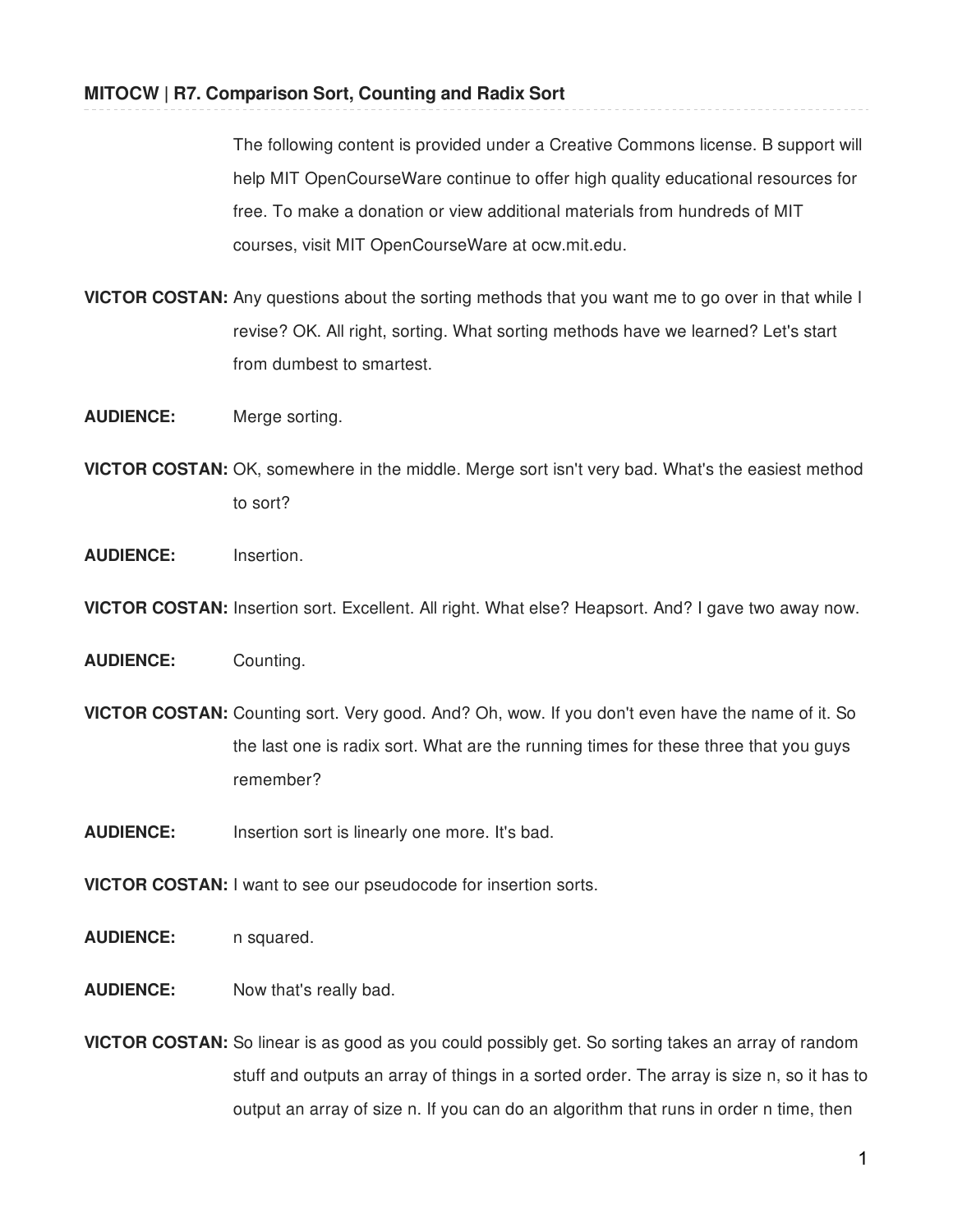## MITOCW | R7. Comparison Sort, Counting and Radix Sort

The following content is provided under a Creative Commons license. B support will help MIT OpenCourseWare continue to offer high quality educational resources for free. To make a donation or view additional materials from hundreds of MIT courses, visit MIT OpenCourseWare at ocw.mit.edu.

**VICTOR COSTAN:** Any questions about the sorting methods that you want me to go over in that while I revise? OK. All right, sorting. What sorting methods have we learned? Let's start from dumbest to smartest.

**AUDIENCE:** Merge sorting.

**VICTOR COSTAN:** OK, somewhere in the middle. Merge sort isn't very bad. What's the easiest method to sort?

**AUDIENCE:** Insertion.

**VICTOR COSTAN:** Insertion sort. Excellent. All right. What else? Heapsort. And? I gave two away now.

**AUDIENCE:** Counting.

**VICTOR COSTAN:** Counting sort. Very good. And? Oh, wow. If you don't even have the name of it. So the last one is radix sort. What are the running times for these three that you guys remember?

**AUDIENCE:** Insertion sort is linearly one more. It's bad.

**VICTOR COSTAN:** I want to see our pseudocode for insertion sorts.

**AUDIENCE:** n squared.

**AUDIENCE:** Now that's really bad.

**VICTOR COSTAN:** So linear is as good as you could possibly get. So sorting takes an array of random stuff and outputs an array of things in a sorted order. The array is size n, so it has to output an array of size n. If you can do an algorithm that runs in order n time, then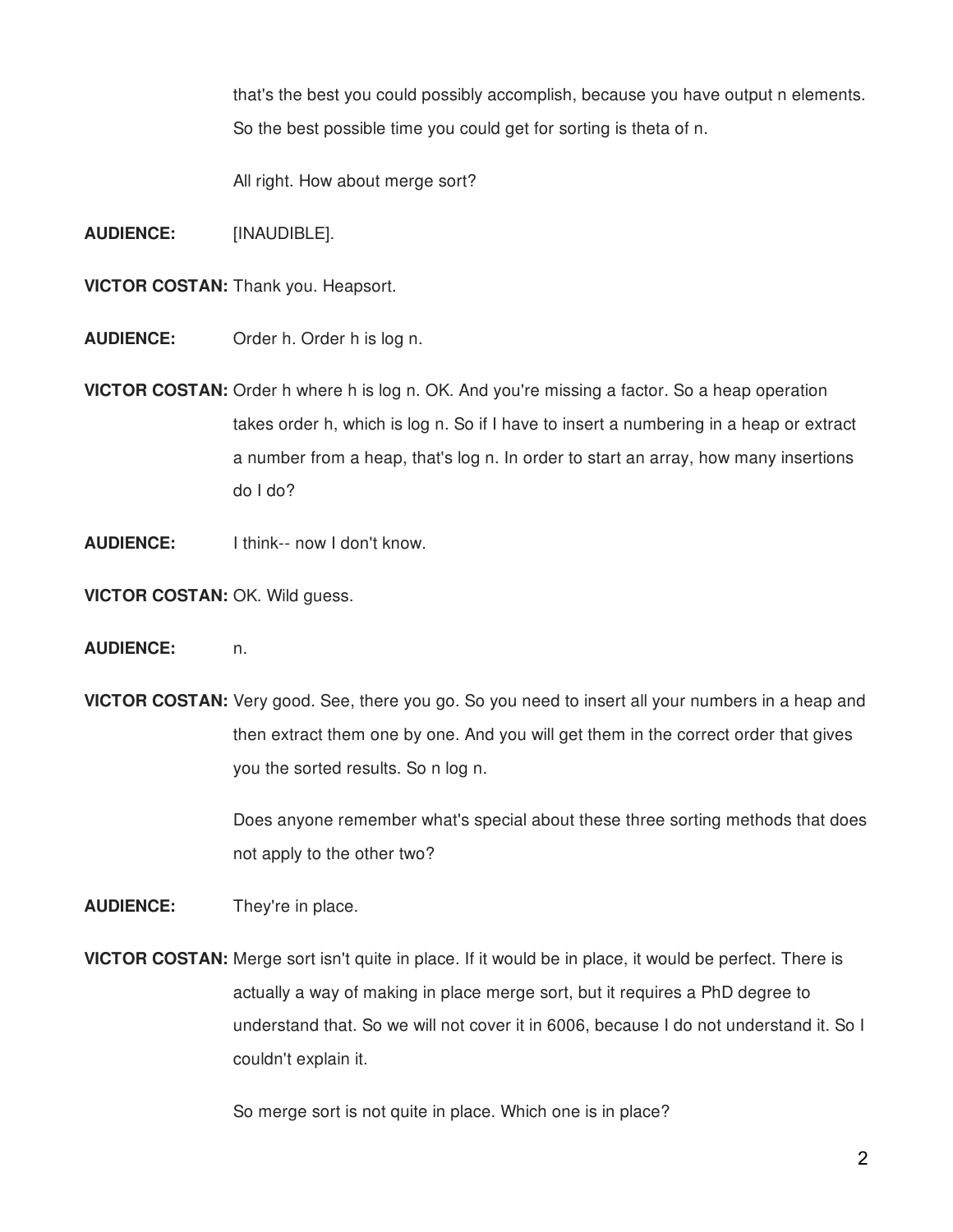that's the best you could possibly accomplish, because you have output n elements. So the best possible time you could get for sorting is theta of n.

All right. How about merge sort?

**AUDIENCE:** [INAUDIBLE].

**VICTOR COSTAN:** Thank you. Heapsort.

**AUDIENCE:** Order h. Order h is log n.

**VICTOR COSTAN:** Order h where h is log n. OK. And you're missing a factor. So a heap operation takes order h, which is log n. So if I have to insert a numbering in a heap or extract a number from a heap, that's log n. In order to start an array, how many insertions do I do?

**AUDIENCE:** I think-- now I don't know.

**VICTOR COSTAN:** OK. Wild guess.

**AUDIENCE:** n.

**VICTOR COSTAN:** Very good. See, there you go. So you need to insert all your numbers in a heap and then extract them one by one. And you will get them in the correct order that gives you the sorted results. So n log n.

Does anyone remember what's special about these three sorting methods that does not apply to the other two?

**AUDIENCE:** They're in place.

**VICTOR COSTAN:** Merge sort isn't quite in place. If it would be in place, it would be perfect. There is actually a way of making in place merge sort, but it requires a PhD degree to understand that. So we will not cover it in 6006, because I do not understand it. So I couldn't explain it.

So merge sort is not quite in place. Which one is in place?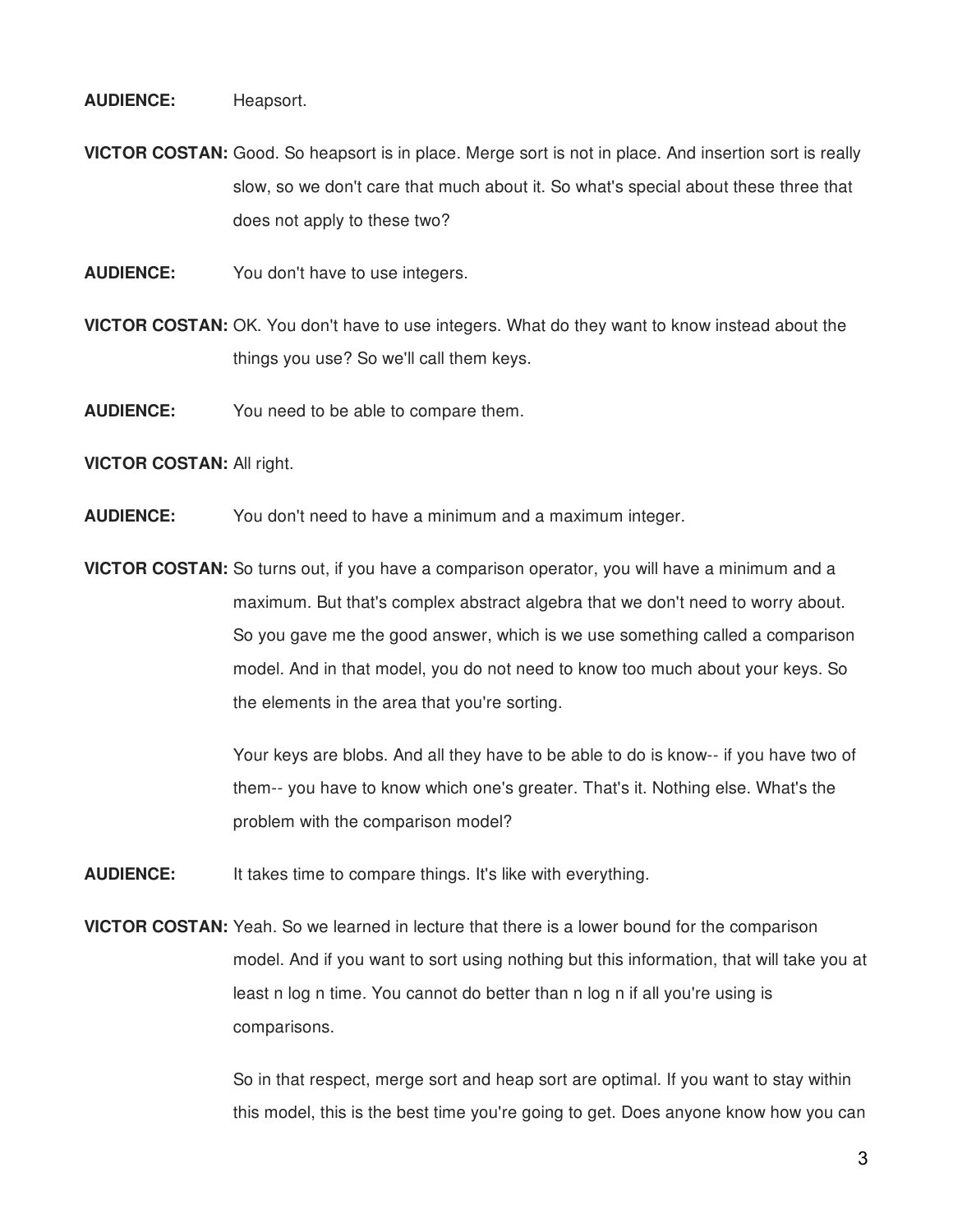**AUDIENCE:** Heapsort.

**VICTOR COSTAN:** Good. So heapsort is in place. Merge sort is not in place. And insertion sort is really slow, so we don't care that much about it. So what's special about these three that does not apply to these two?

**AUDIENCE:** You don't have to use integers.

**VICTOR COSTAN:** OK. You don't have to use integers. What do they want to know instead about the things you use? So we'll call them keys.

**AUDIENCE:** You need to be able to compare them.

**VICTOR COSTAN:** All right.

**AUDIENCE:** You don't need to have a minimum and a maximum integer.

**VICTOR COSTAN:** So turns out, if you have a comparison operator, you will have a minimum and a maximum. But that's complex abstract algebra that we don't need to worry about. So you gave me the good answer, which is we use something called a comparison model. And in that model, you do not need to know too much about your keys. So the elements in the area that you're sorting.

Your keys are blobs. And all they have to be able to do is know-- if you have two of them-- you have to know which one's greater. That's it. Nothing else. What's the problem with the comparison model?

**AUDIENCE:** It takes time to compare things. It's like with everything.

**VICTOR COSTAN:** Yeah. So we learned in lecture that there is a lower bound for the comparison model. And if you want to sort using nothing but this information, that will take you at least n log n time. You cannot do better than n log n if all you're using is comparisons.

So in that respect, merge sort and heap sort are optimal. If you want to stay within this model, this is the best time you're going to get. Does anyone know how you can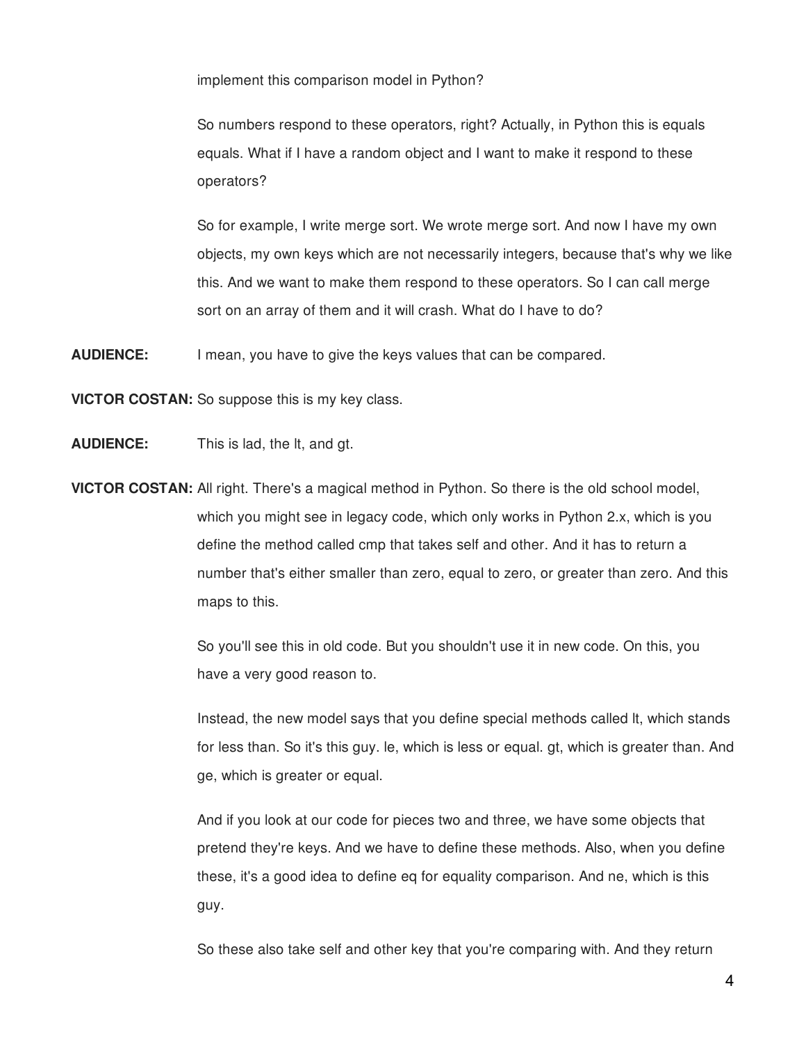implement this comparison model in Python?

So numbers respond to these operators, right? Actually, in Python this is equals equals. What if I have a random object and I want to make it respond to these operators?

So for example, I write merge sort. We wrote merge sort. And now I have my own objects, my own keys which are not necessarily integers, because that's why we like this. And we want to make them respond to these operators. So I can call merge sort on an array of them and it will crash. What do I have to do?

**AUDIENCE:** I mean, you have to give the keys values that can be compared.

**VICTOR COSTAN:** So suppose this is my key class.

**AUDIENCE:** This is lad, the lt, and gt.

**VICTOR COSTAN:** All right. There's a magical method in Python. So there is the old school model, which you might see in legacy code, which only works in Python 2.x, which is you define the method called cmp that takes self and other. And it has to return a number that's either smaller than zero, equal to zero, or greater than zero. And this maps to this.

So you'll see this in old code. But you shouldn't use it in new code. On this, you have a very good reason to.

Instead, the new model says that you define special methods called lt, which stands for less than. So it's this guy. le, which is less or equal. gt, which is greater than. And ge, which is greater or equal.

And if you look at our code for pieces two and three, we have some objects that pretend they're keys. And we have to define these methods. Also, when you define these, it's a good idea to define eq for equality comparison. And ne, which is this guy.

So these also take self and other key that you're comparing with. And they return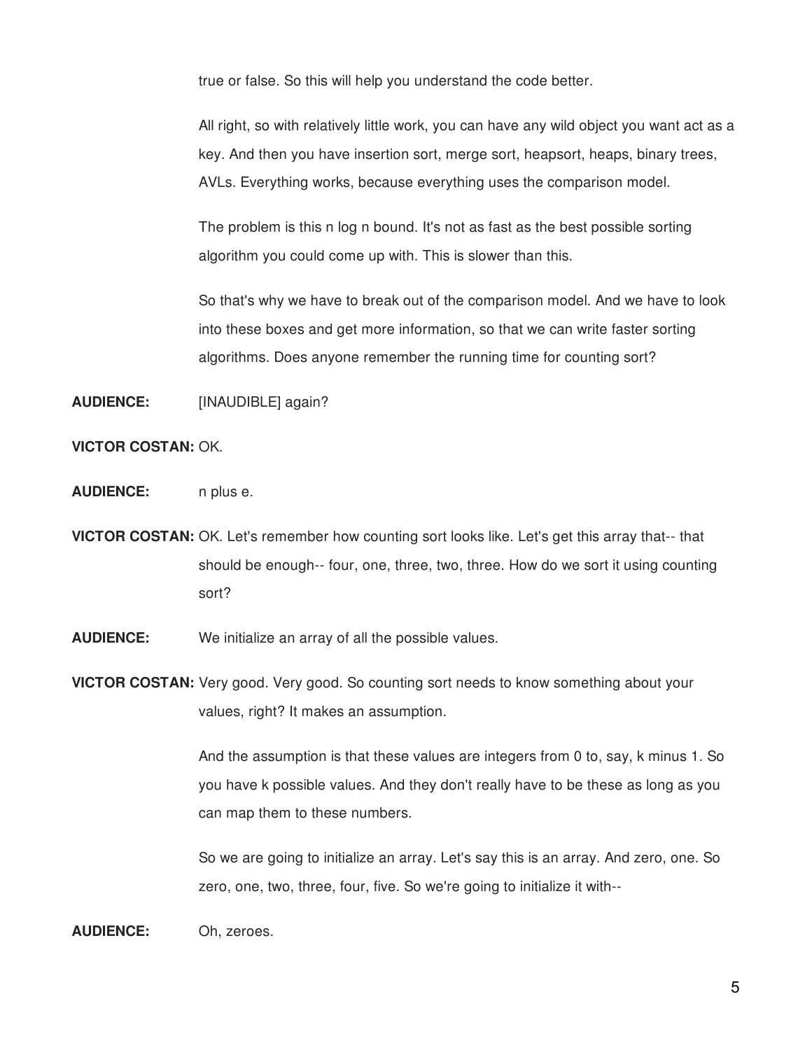true or false. So this will help you understand the code better.

All right, so with relatively little work, you can have any wild object you want act as a key. And then you have insertion sort, merge sort, heapsort, heaps, binary trees, AVLs. Everything works, because everything uses the comparison model.

The problem is this n log n bound. It's not as fast as the best possible sorting algorithm you could come up with. This is slower than this.

So that's why we have to break out of the comparison model. And we have to look into these boxes and get more information, so that we can write faster sorting algorithms. Does anyone remember the running time for counting sort?

**AUDIENCE:** [INAUDIBLE] again?

**VICTOR COSTAN:** OK.

**AUDIENCE:** n plus e.

**VICTOR COSTAN:** OK. Let's remember how counting sort looks like. Let's get this array that-- that should be enough-- four, one, three, two, three. How do we sort it using counting sort?

**AUDIENCE:** We initialize an array of all the possible values.

**VICTOR COSTAN:** Very good. Very good. So counting sort needs to know something about your values, right? It makes an assumption.

And the assumption is that these values are integers from 0 to, say, k minus 1. So you have k possible values. And they don't really have to be these as long as you can map them to these numbers.

So we are going to initialize an array. Let's say this is an array. And zero, one. So zero, one, two, three, four, five. So we're going to initialize it with--

**AUDIENCE:** Oh, zeroes.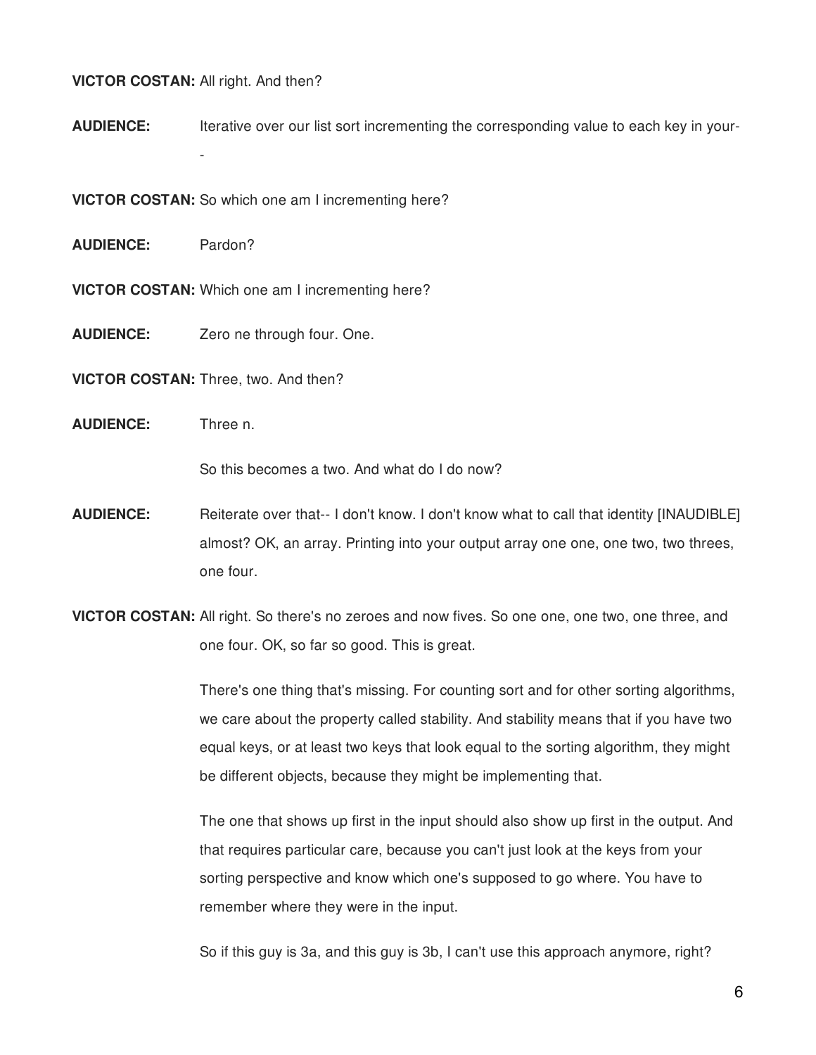**VICTOR COSTAN:** All right. And then?

**AUDIENCE:** Iterative over our list sort incrementing the corresponding value to each key in your--

**VICTOR COSTAN:** So which one am I incrementing here?

**AUDIENCE:** Pardon?

**VICTOR COSTAN:** Which one am I incrementing here?

**AUDIENCE:** Zero ne through four. One.

**VICTOR COSTAN:** Three, two. And then?

**AUDIENCE:** Three n.

So this becomes a two. And what do I do now?

**AUDIENCE:** Reiterate over that-- I don't know. I don't know what to call that identity [INAUDIBLE] almost? OK, an array. Printing into your output array one one, one two, two threes, one four.

**VICTOR COSTAN:** All right. So there's no zeroes and now fives. So one one, one two, one three, and one four. OK, so far so good. This is great.

There's one thing that's missing. For counting sort and for other sorting algorithms, we care about the property called stability. And stability means that if you have two equal keys, or at least two keys that look equal to the sorting algorithm, they might be different objects, because they might be implementing that.

The one that shows up first in the input should also show up first in the output. And that requires particular care, because you can't just look at the keys from your sorting perspective and know which one's supposed to go where. You have to remember where they were in the input.

So if this guy is 3a, and this guy is 3b, I can't use this approach anymore, right?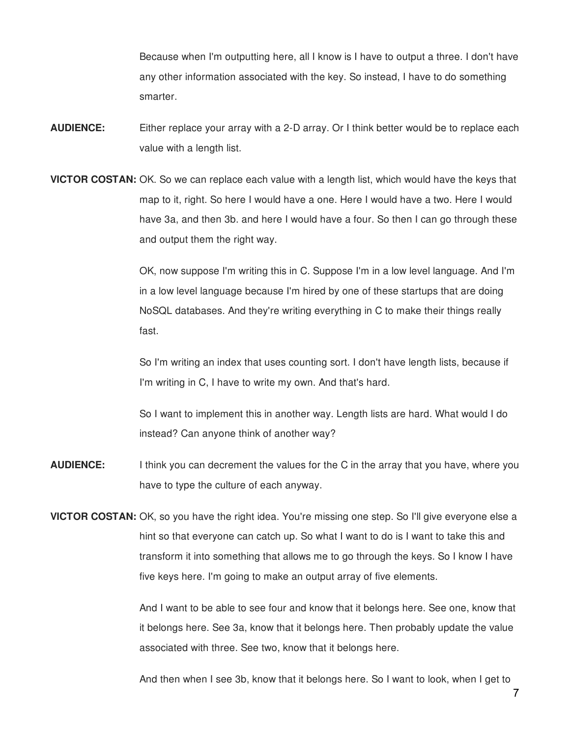Because when I'm outputting here, all I know is I have to output a three. I don't have any other information associated with the key. So instead, I have to do something smarter.

**AUDIENCE:** Either replace your array with a 2-D array. Or I think better would be to replace each value with a length list.

**VICTOR COSTAN:** OK. So we can replace each value with a length list, which would have the keys that map to it, right. So here I would have a one. Here I would have a two. Here I would have 3a, and then 3b. and here I would have a four. So then I can go through these and output them the right way.

OK, now suppose I'm writing this in C. Suppose I'm in a low level language. And I'm in a low level language because I'm hired by one of these startups that are doing NoSQL databases. And they're writing everything in C to make their things really fast.

So I'm writing an index that uses counting sort. I don't have length lists, because if I'm writing in C, I have to write my own. And that's hard.

So I want to implement this in another way. Length lists are hard. What would I do instead? Can anyone think of another way?

**AUDIENCE:** I think you can decrement the values for the C in the array that you have, where you have to type the culture of each anyway.

**VICTOR COSTAN:** OK, so you have the right idea. You're missing one step. So I'll give everyone else a hint so that everyone can catch up. So what I want to do is I want to take this and transform it into something that allows me to go through the keys. So I know I have five keys here. I'm going to make an output array of five elements.

And I want to be able to see four and know that it belongs here. See one, know that it belongs here. See 3a, know that it belongs here. Then probably update the value associated with three. See two, know that it belongs here.

And then when I see 3b, know that it belongs here. So I want to look, when I get to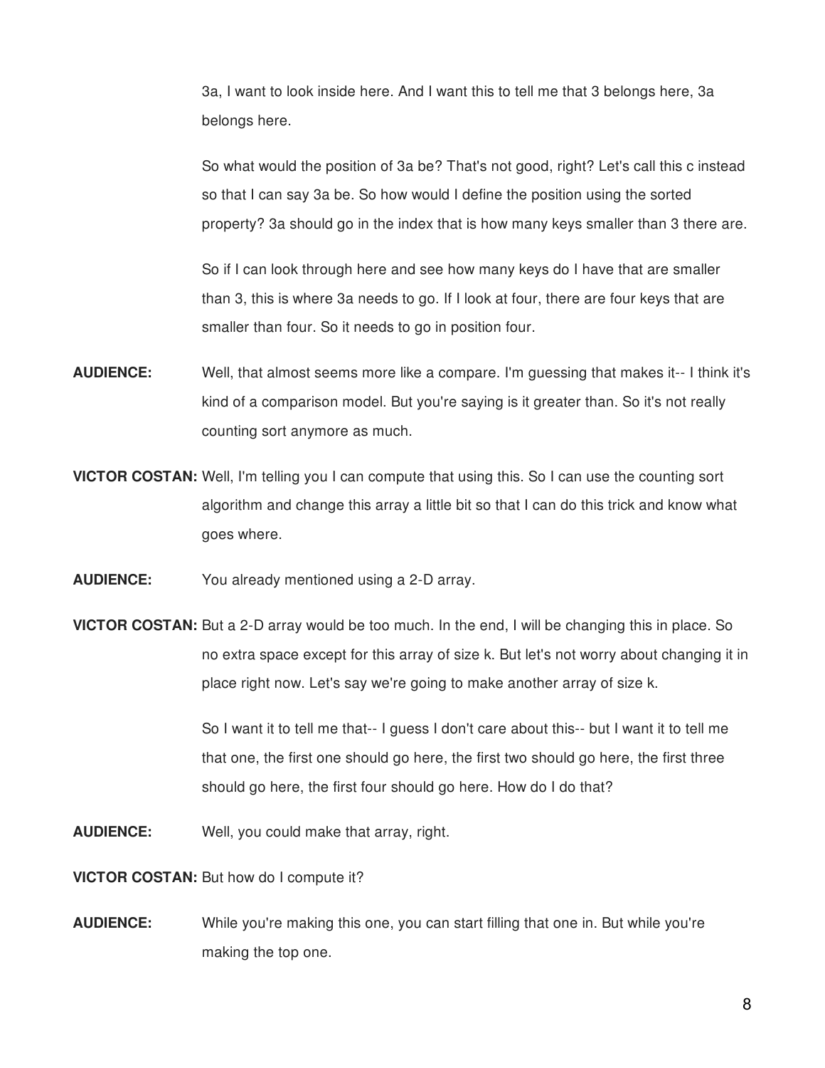3a, I want to look inside here. And I want this to tell me that 3 belongs here, 3a belongs here.

So what would the position of 3a be? That's not good, right? Let's call this c instead so that I can say 3a be. So how would I define the position using the sorted property? 3a should go in the index that is how many keys smaller than 3 there are.

So if I can look through here and see how many keys do I have that are smaller than 3, this is where 3a needs to go. If I look at four, there are four keys that are smaller than four. So it needs to go in position four.

**AUDIENCE:** Well, that almost seems more like a compare. I'm guessing that makes it-- I think it's kind of a comparison model. But you're saying is it greater than. So it's not really counting sort anymore as much.

**VICTOR COSTAN:** Well, I'm telling you I can compute that using this. So I can use the counting sort algorithm and change this array a little bit so that I can do this trick and know what goes where.

**AUDIENCE:** You already mentioned using a 2-D array.

**VICTOR COSTAN:** But a 2-D array would be too much. In the end, I will be changing this in place. So no extra space except for this array of size k. But let's not worry about changing it in place right now. Let's say we're going to make another array of size k.

So I want it to tell me that-- I guess I don't care about this-- but I want it to tell me that one, the first one should go here, the first two should go here, the first three should go here, the first four should go here. How do I do that?

**AUDIENCE:** Well, you could make that array, right.

**VICTOR COSTAN:** But how do I compute it?

**AUDIENCE:** While you're making this one, you can start filling that one in. But while you're making the top one.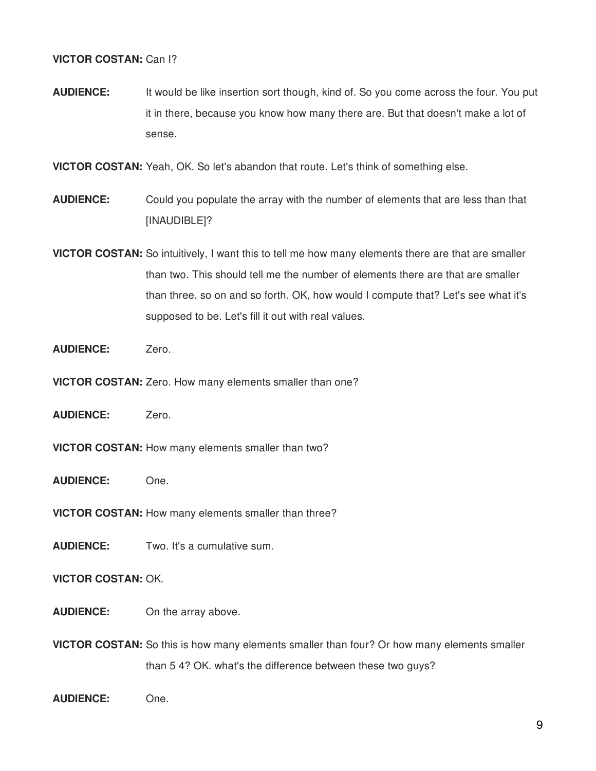**VICTOR COSTAN:** Can I?

**AUDIENCE:** It would be like insertion sort though, kind of. So you come across the four. You put it in there, because you know how many there are. But that doesn't make a lot of sense.

**VICTOR COSTAN:** Yeah, OK. So let's abandon that route. Let's think of something else.

**AUDIENCE:** Could you populate the array with the number of elements that are less than that [INAUDIBLE]?

**VICTOR COSTAN:** So intuitively, I want this to tell me how many elements there are that are smaller than two. This should tell me the number of elements there are that are smaller than three, so on and so forth. OK, how would I compute that? Let's see what it's supposed to be. Let's fill it out with real values.

**AUDIENCE:** Zero.

**VICTOR COSTAN:** Zero. How many elements smaller than one?

**AUDIENCE:** Zero.

**VICTOR COSTAN:** How many elements smaller than two?

**AUDIENCE:** One.

**VICTOR COSTAN:** How many elements smaller than three?

**AUDIENCE:** Two. It's a cumulative sum.

**VICTOR COSTAN:** OK.

**AUDIENCE:** On the array above.

**VICTOR COSTAN:** So this is how many elements smaller than four? Or how many elements smaller than 5 4? OK. what's the difference between these two guys?

**AUDIENCE:** One.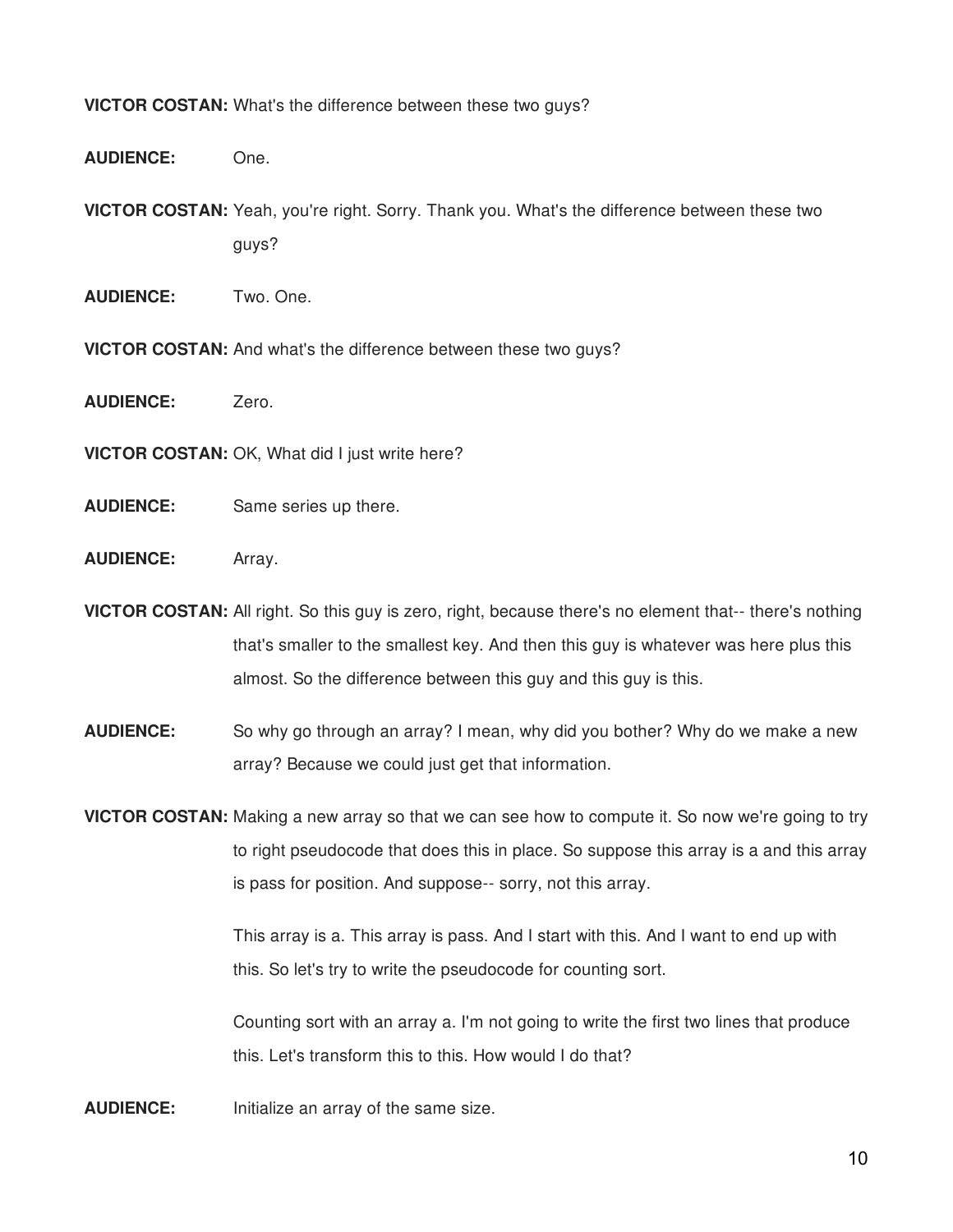**VICTOR COSTAN:** What's the difference between these two guys?

**AUDIENCE:** One.

**VICTOR COSTAN:** Yeah, you're right. Sorry. Thank you. What's the difference between these two guys?

**AUDIENCE:** Two. One.

**VICTOR COSTAN:** And what's the difference between these two guys?

**AUDIENCE:** Zero.

**VICTOR COSTAN:** OK, What did I just write here?

**AUDIENCE:** Same series up there.

**AUDIENCE:** Array.

**VICTOR COSTAN:** All right. So this guy is zero, right, because there's no element that-- there's nothing that's smaller to the smallest key. And then this guy is whatever was here plus this almost. So the difference between this guy and this guy is this.

**AUDIENCE:** So why go through an array? I mean, why did you bother? Why do we make a new array? Because we could just get that information.

**VICTOR COSTAN:** Making a new array so that we can see how to compute it. So now we're going to try to right pseudocode that does this in place. So suppose this array is a and this array is pass for position. And suppose-- sorry, not this array.

This array is a. This array is pass. And I start with this. And I want to end up with this. So let's try to write the pseudocode for counting sort.

Counting sort with an array a. I'm not going to write the first two lines that produce this. Let's transform this to this. How would I do that?

**AUDIENCE:** Initialize an array of the same size.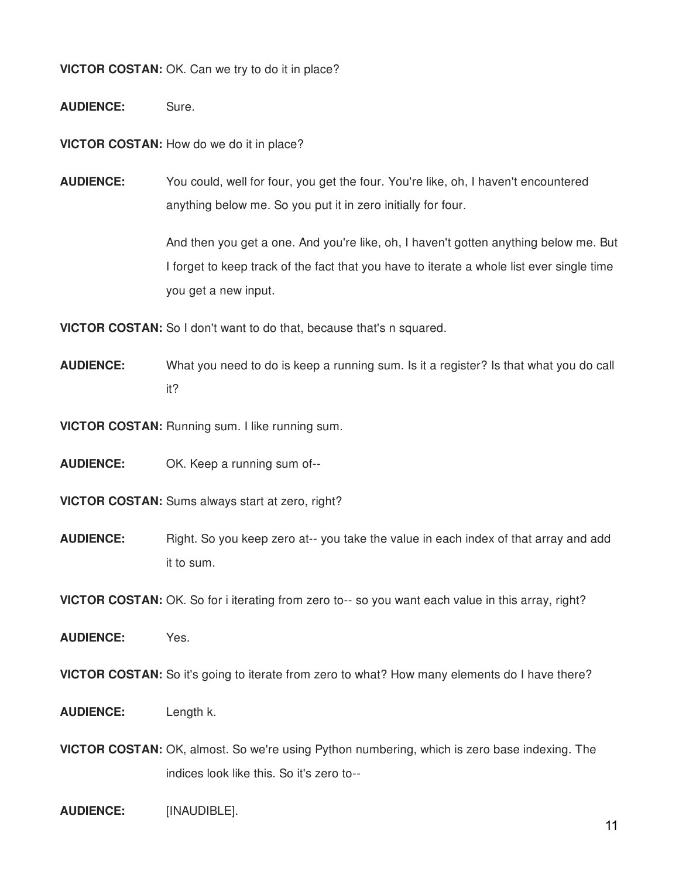**VICTOR COSTAN:** OK. Can we try to do it in place?

**AUDIENCE:** Sure.

**VICTOR COSTAN:** How do we do it in place?

**AUDIENCE:** You could, well for four, you get the four. You're like, oh, I haven't encountered anything below me. So you put it in zero initially for four.

And then you get a one. And you're like, oh, I haven't gotten anything below me. But I forget to keep track of the fact that you have to iterate a whole list ever single time you get a new input.

**VICTOR COSTAN:** So I don't want to do that, because that's n squared.

**AUDIENCE:** What you need to do is keep a running sum. Is it a register? Is that what you do call it?

**VICTOR COSTAN:** Running sum. I like running sum.

**AUDIENCE:** OK. Keep a running sum of--

**VICTOR COSTAN:** Sums always start at zero, right?

**AUDIENCE:** Right. So you keep zero at-- you take the value in each index of that array and add it to sum.

**VICTOR COSTAN:** OK. So for i iterating from zero to-- so you want each value in this array, right?

**AUDIENCE:** Yes.

**VICTOR COSTAN:** So it's going to iterate from zero to what? How many elements do I have there?

**AUDIENCE:** Length k.

**VICTOR COSTAN:** OK, almost. So we're using Python numbering, which is zero base indexing. The indices look like this. So it's zero to--

**AUDIENCE:** [INAUDIBLE].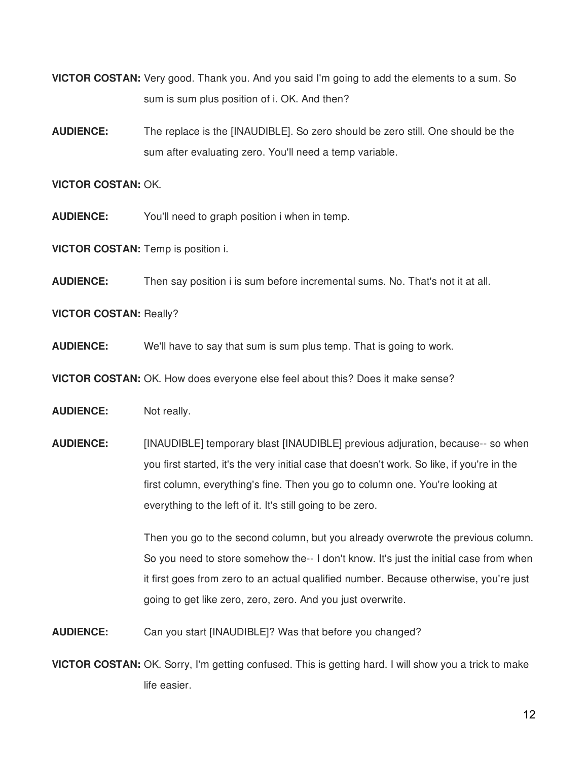**VICTOR COSTAN:** Very good. Thank you. And you said I'm going to add the elements to a sum. So sum is sum plus position of i. OK. And then?

**AUDIENCE:** The replace is the [INAUDIBLE]. So zero should be zero still. One should be the sum after evaluating zero. You'll need a temp variable.

**VICTOR COSTAN:** OK.

**AUDIENCE:** You'll need to graph position i when in temp.

**VICTOR COSTAN:** Temp is position i.

**AUDIENCE:** Then say position i is sum before incremental sums. No. That's not it at all.

**VICTOR COSTAN:** Really?

**AUDIENCE:** We'll have to say that sum is sum plus temp. That is going to work.

**VICTOR COSTAN:** OK. How does everyone else feel about this? Does it make sense?

**AUDIENCE:** Not really.

**AUDIENCE:** [INAUDIBLE] temporary blast [INAUDIBLE] previous adjuration, because-- so when you first started, it's the very initial case that doesn't work. So like, if you're in the first column, everything's fine. Then you go to column one. You're looking at everything to the left of it. It's still going to be zero.

Then you go to the second column, but you already overwrote the previous column. So you need to store somehow the-- I don't know. It's just the initial case from when it first goes from zero to an actual qualified number. Because otherwise, you're just going to get like zero, zero, zero. And you just overwrite.

**AUDIENCE:** Can you start [INAUDIBLE]? Was that before you changed?

**VICTOR COSTAN:** OK. Sorry, I'm getting confused. This is getting hard. I will show you a trick to make life easier.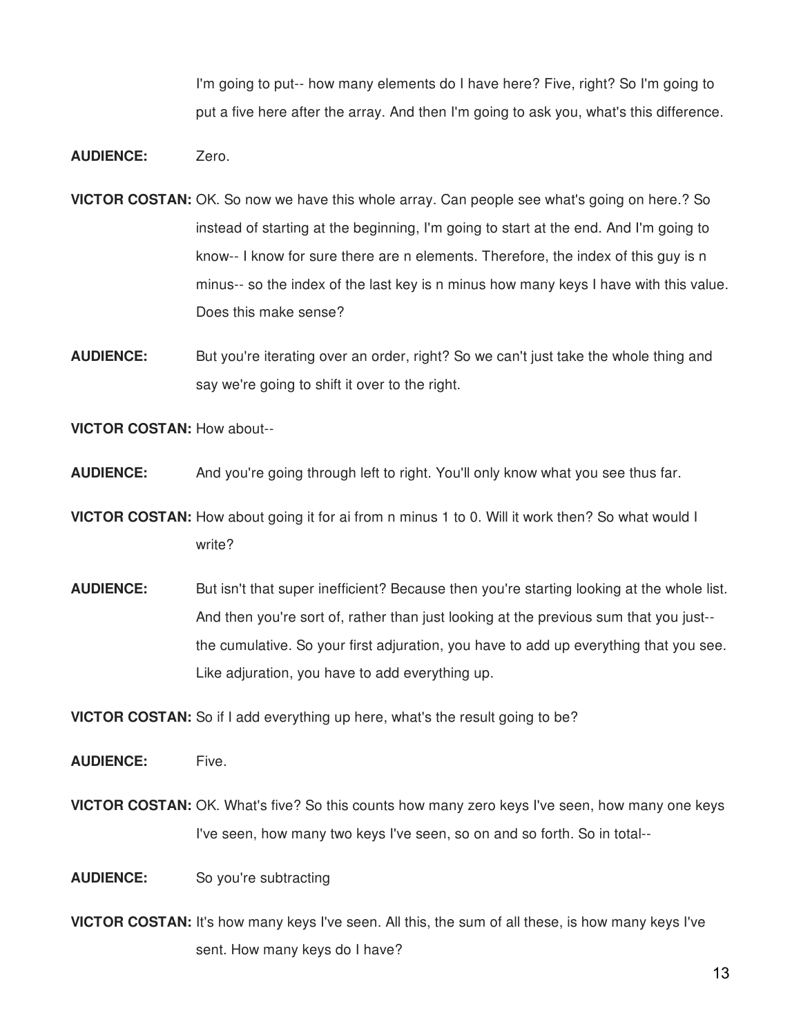I'm going to put-- how many elements do I have here? Five, right? So I'm going to put a five here after the array. And then I'm going to ask you, what's this difference.

**AUDIENCE:** Zero.

**VICTOR COSTAN:** OK. So now we have this whole array. Can people see what's going on here.? So instead of starting at the beginning, I'm going to start at the end. And I'm going to know-- I know for sure there are n elements. Therefore, the index of this guy is n minus-- so the index of the last key is n minus how many keys I have with this value. Does this make sense?

**AUDIENCE:** But you're iterating over an order, right? So we can't just take the whole thing and say we're going to shift it over to the right.

**VICTOR COSTAN:** How about--

**AUDIENCE:** And you're going through left to right. You'll only know what you see thus far.

**VICTOR COSTAN:** How about going it for ai from n minus 1 to 0. Will it work then? So what would I write?

**AUDIENCE:** But isn't that super inefficient? Because then you're starting looking at the whole list. And then you're sort of, rather than just looking at the previous sum that you just-- the cumulative. So your first adjuration, you have to add up everything that you see. Like adjuration, you have to add everything up.

**VICTOR COSTAN:** So if I add everything up here, what's the result going to be?

**AUDIENCE:** Five.

**VICTOR COSTAN:** OK. What's five? So this counts how many zero keys I've seen, how many one keys I've seen, how many two keys I've seen, so on and so forth. So in total--

**AUDIENCE:** So you're subtracting

**VICTOR COSTAN:** It's how many keys I've seen. All this, the sum of all these, is how many keys I've sent. How many keys do I have?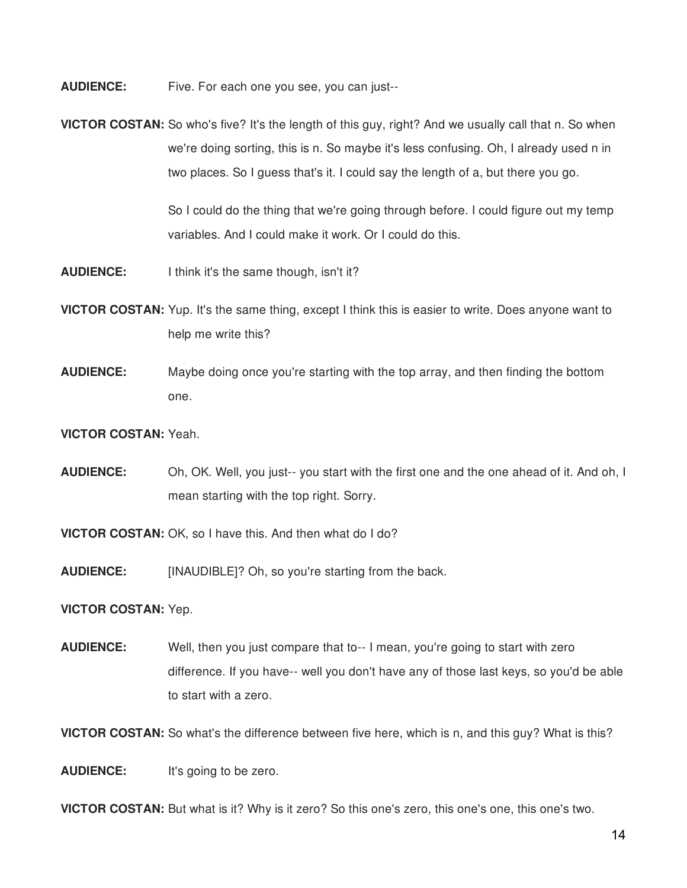**AUDIENCE:** Five. For each one you see, you can just--

**VICTOR COSTAN:** So who's five? It's the length of this guy, right? And we usually call that n. So when we're doing sorting, this is n. So maybe it's less confusing. Oh, I already used n in two places. So I guess that's it. I could say the length of a, but there you go.

So I could do the thing that we're going through before. I could figure out my temp variables. And I could make it work. Or I could do this.

**AUDIENCE:** I think it's the same though, isn't it?

**VICTOR COSTAN:** Yup. It's the same thing, except I think this is easier to write. Does anyone want to help me write this?

**AUDIENCE:** Maybe doing once you're starting with the top array, and then finding the bottom one.

**VICTOR COSTAN:** Yeah.

**AUDIENCE:** Oh, OK. Well, you just-- you start with the first one and the one ahead of it. And oh, I mean starting with the top right. Sorry.

**VICTOR COSTAN:** OK, so I have this. And then what do I do?

**AUDIENCE:** [INAUDIBLE]? Oh, so you're starting from the back.

**VICTOR COSTAN:** Yep.

**AUDIENCE:** Well, then you just compare that to-- I mean, you're going to start with zero difference. If you have-- well you don't have any of those last keys, so you'd be able to start with a zero.

**VICTOR COSTAN:** So what's the difference between five here, which is n, and this guy? What is this?

**AUDIENCE:** It's going to be zero.

**VICTOR COSTAN:** But what is it? Why is it zero? So this one's zero, this one's one, this one's two.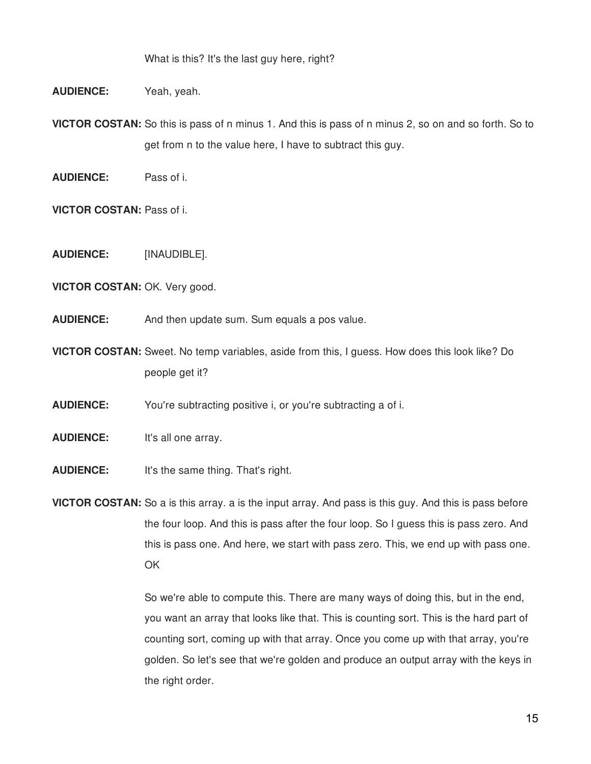What is this? It's the last guy here, right?

**AUDIENCE:** Yeah, yeah.

**VICTOR COSTAN:** So this is pass of n minus 1. And this is pass of n minus 2, so on and so forth. So to get from n to the value here, I have to subtract this guy.

**AUDIENCE:** Pass of i.

**VICTOR COSTAN:** Pass of i.

**AUDIENCE:** [INAUDIBLE].

**VICTOR COSTAN:** OK. Very good.

**AUDIENCE:** And then update sum. Sum equals a pos value.

**VICTOR COSTAN:** Sweet. No temp variables, aside from this, I guess. How does this look like? Do people get it?

**AUDIENCE:** You're subtracting positive i, or you're subtracting a of i.

**AUDIENCE:** It's all one array.

**AUDIENCE:** It's the same thing. That's right.

**VICTOR COSTAN:** So a is this array. a is the input array. And pass is this guy. And this is pass before the four loop. And this is pass after the four loop. So I guess this is pass zero. And this is pass one. And here, we start with pass zero. This, we end up with pass one. OK

So we're able to compute this. There are many ways of doing this, but in the end, you want an array that looks like that. This is counting sort. This is the hard part of counting sort, coming up with that array. Once you come up with that array, you're golden. So let's see that we're golden and produce an output array with the keys in the right order.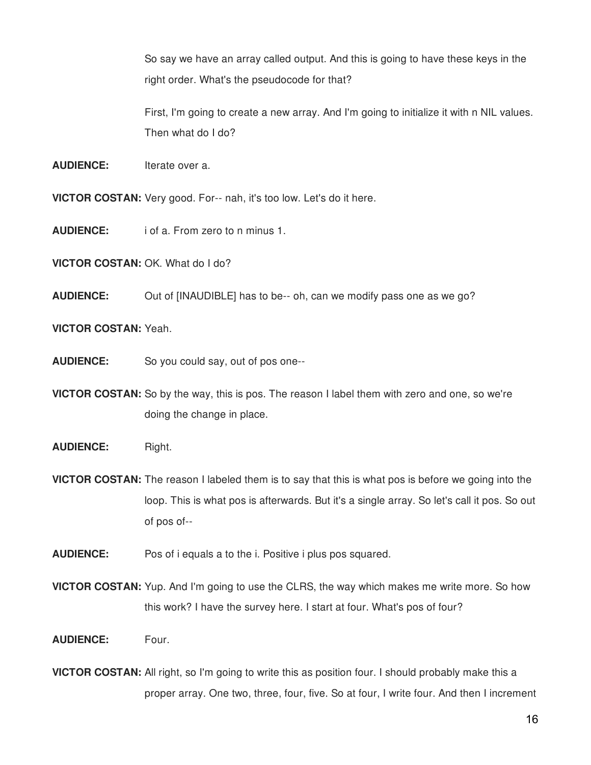So say we have an array called output. And this is going to have these keys in the right order. What's the pseudocode for that?

First, I'm going to create a new array. And I'm going to initialize it with n NIL values. Then what do I do?

**AUDIENCE:** Iterate over a.

**VICTOR COSTAN:** Very good. For-- nah, it's too low. Let's do it here.

**AUDIENCE:** i of a. From zero to n minus 1.

**VICTOR COSTAN:** OK. What do I do?

**AUDIENCE:** Out of [INAUDIBLE] has to be-- oh, can we modify pass one as we go?

**VICTOR COSTAN:** Yeah.

**AUDIENCE:** So you could say, out of pos one--

**VICTOR COSTAN:** So by the way, this is pos. The reason I label them with zero and one, so we're doing the change in place.

**AUDIENCE:** Right.

**VICTOR COSTAN:** The reason I labeled them is to say that this is what pos is before we going into the loop. This is what pos is afterwards. But it's a single array. So let's call it pos. So out of pos of--

**AUDIENCE:** Pos of i equals a to the i. Positive i plus pos squared.

**VICTOR COSTAN:** Yup. And I'm going to use the CLRS, the way which makes me write more. So how this work? I have the survey here. I start at four. What's pos of four?

**AUDIENCE:** Four.

**VICTOR COSTAN:** All right, so I'm going to write this as position four. I should probably make this a proper array. One two, three, four, five. So at four, I write four. And then I increment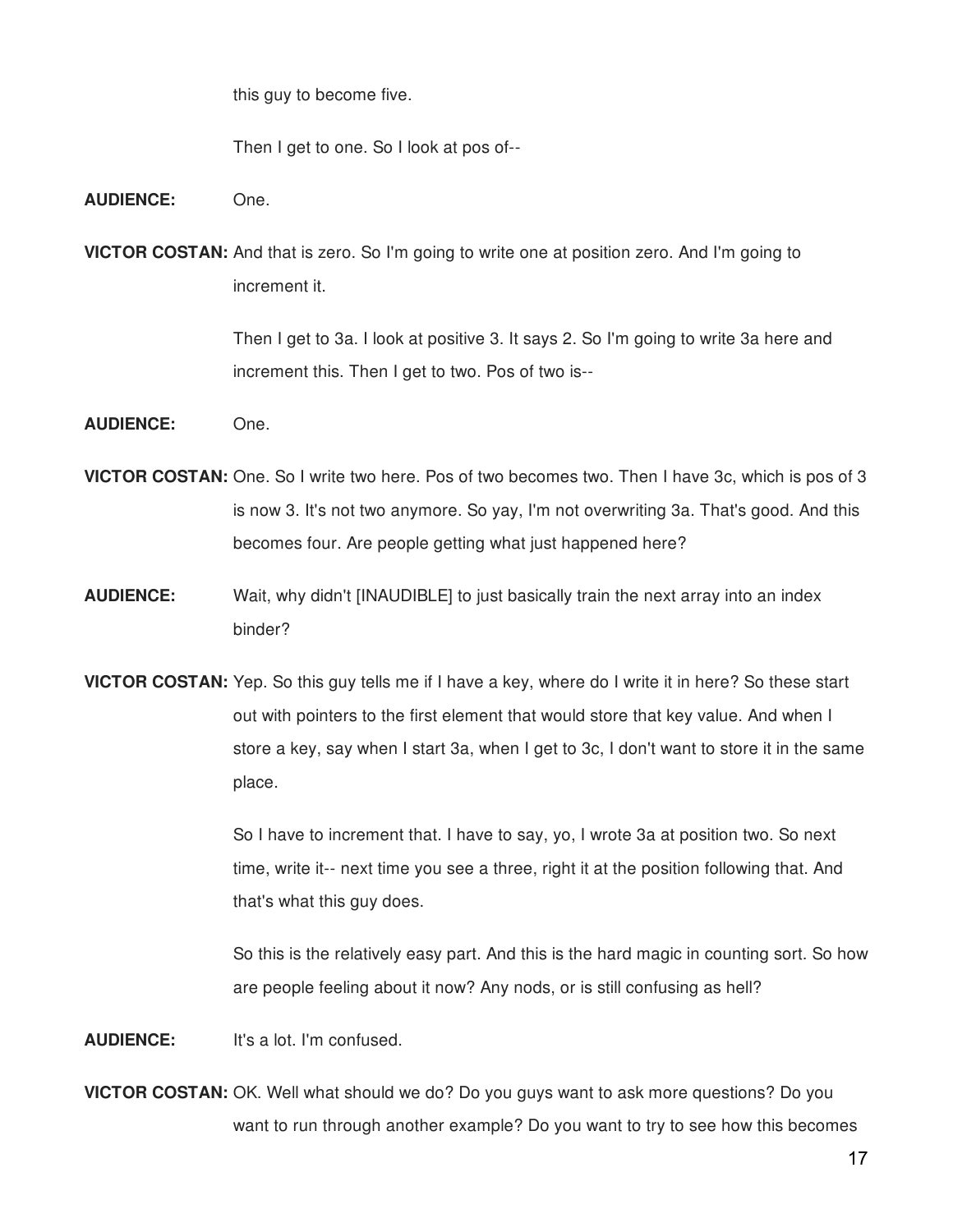this guy to become five.

Then I get to one. So I look at pos of--

**AUDIENCE:** One.

**VICTOR COSTAN:** And that is zero. So I'm going to write one at position zero. And I'm going to increment it.

Then I get to 3a. I look at positive 3. It says 2. So I'm going to write 3a here and increment this. Then I get to two. Pos of two is--

**AUDIENCE:** One.

**VICTOR COSTAN:** One. So I write two here. Pos of two becomes two. Then I have 3c, which is pos of 3 is now 3. It's not two anymore. So yay, I'm not overwriting 3a. That's good. And this becomes four. Are people getting what just happened here?

**AUDIENCE:** Wait, why didn't [INAUDIBLE] to just basically train the next array into an index binder?

**VICTOR COSTAN:** Yep. So this guy tells me if I have a key, where do I write it in here? So these start out with pointers to the first element that would store that key value. And when I store a key, say when I start 3a, when I get to 3c, I don't want to store it in the same place.

So I have to increment that. I have to say, yo, I wrote 3a at position two. So next time, write it-- next time you see a three, right it at the position following that. And that's what this guy does.

So this is the relatively easy part. And this is the hard magic in counting sort. So how are people feeling about it now? Any nods, or is still confusing as hell?

**AUDIENCE:** It's a lot. I'm confused.

**VICTOR COSTAN:** OK. Well what should we do? Do you guys want to ask more questions? Do you want to run through another example? Do you want to try to see how this becomes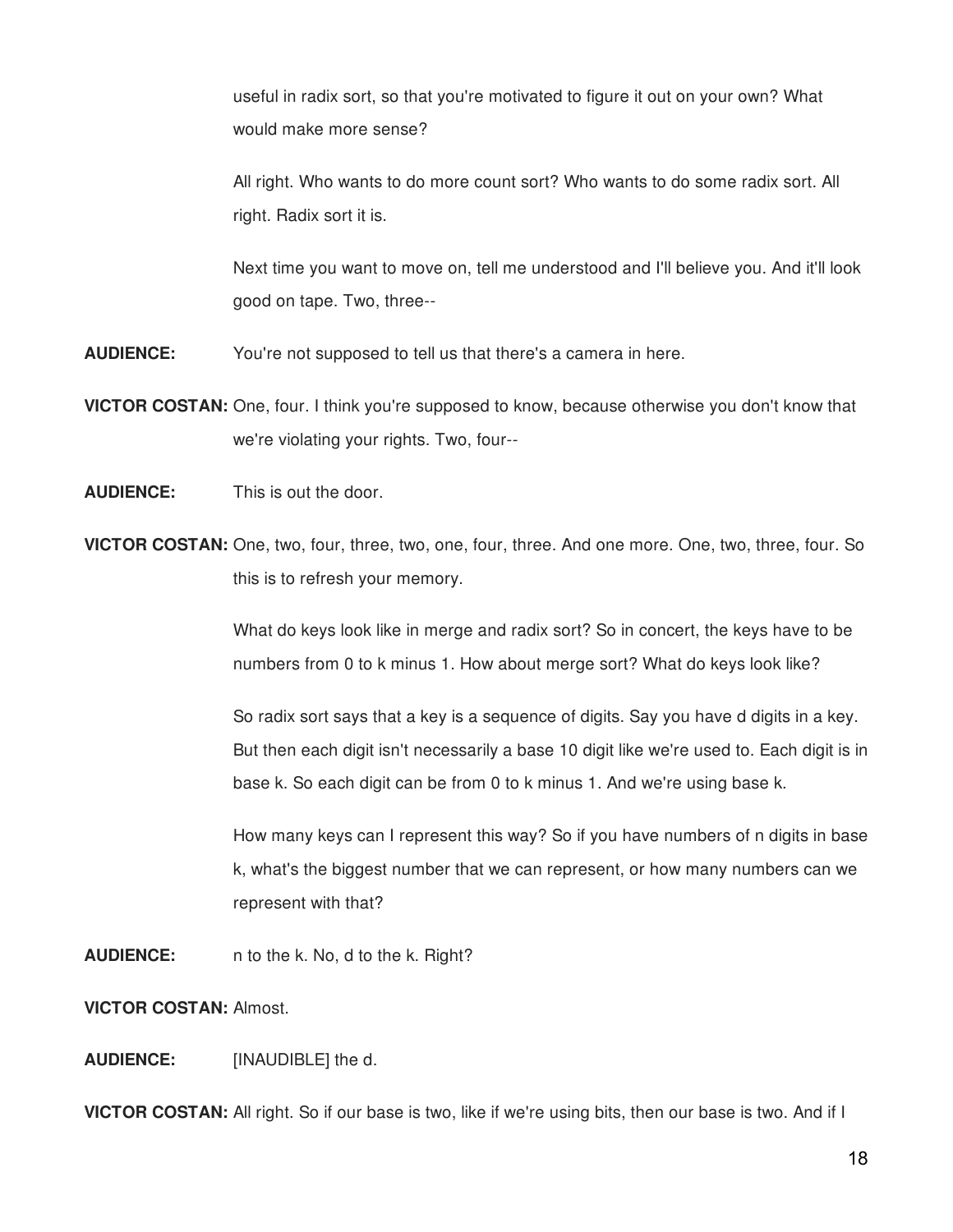useful in radix sort, so that you're motivated to figure it out on your own? What would make more sense?

All right. Who wants to do more count sort? Who wants to do some radix sort. All right. Radix sort it is.

Next time you want to move on, tell me understood and I'll believe you. And it'll look good on tape. Two, three--

**AUDIENCE:** You're not supposed to tell us that there's a camera in here.

**VICTOR COSTAN:** One, four. I think you're supposed to know, because otherwise you don't know that we're violating your rights. Two, four--

**AUDIENCE:** This is out the door.

**VICTOR COSTAN:** One, two, four, three, two, one, four, three. And one more. One, two, three, four. So this is to refresh your memory.

What do keys look like in merge and radix sort? So in concert, the keys have to be numbers from 0 to k minus 1. How about merge sort? What do keys look like?

So radix sort says that a key is a sequence of digits. Say you have d digits in a key. But then each digit isn't necessarily a base 10 digit like we're used to. Each digit is in base k. So each digit can be from 0 to k minus 1. And we're using base k.

How many keys can I represent this way? So if you have numbers of n digits in base k, what's the biggest number that we can represent, or how many numbers can we represent with that?

**AUDIENCE:** n to the k. No, d to the k. Right?

**VICTOR COSTAN:** Almost.

**AUDIENCE:** [INAUDIBLE] the d.

**VICTOR COSTAN:** All right. So if our base is two, like if we're using bits, then our base is two. And if I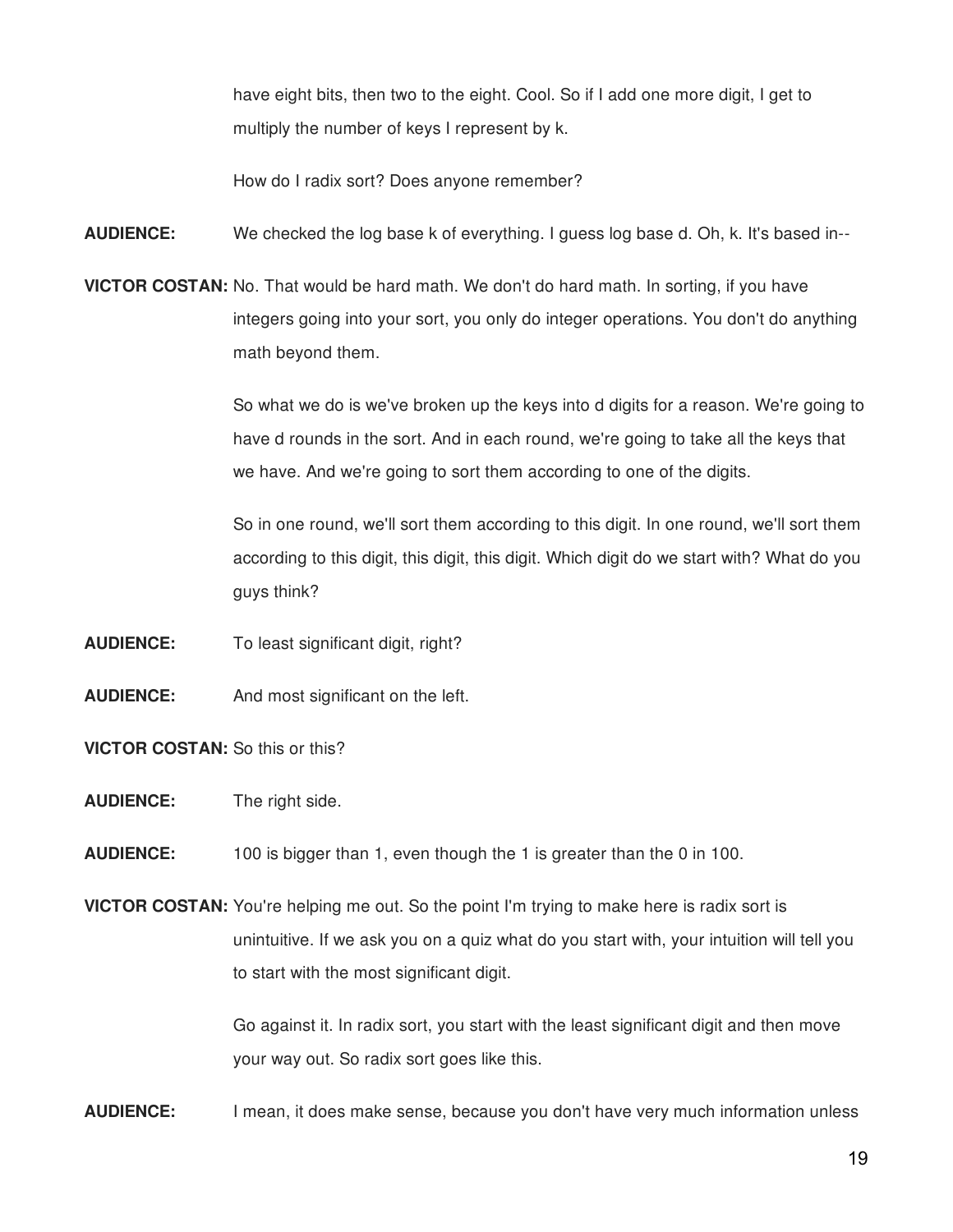have eight bits, then two to the eight. Cool. So if I add one more digit, I get to multiply the number of keys I represent by k.

How do I radix sort? Does anyone remember?

**AUDIENCE:** We checked the log base k of everything. I guess log base d. Oh, k. It's based in--

**VICTOR COSTAN:** No. That would be hard math. We don't do hard math. In sorting, if you have integers going into your sort, you only do integer operations. You don't do anything math beyond them.

So what we do is we've broken up the keys into d digits for a reason. We're going to have d rounds in the sort. And in each round, we're going to take all the keys that we have. And we're going to sort them according to one of the digits.

So in one round, we'll sort them according to this digit. In one round, we'll sort them according to this digit, this digit, this digit. Which digit do we start with? What do you guys think?

**AUDIENCE:** To least significant digit, right?

**AUDIENCE:** And most significant on the left.

**VICTOR COSTAN:** So this or this?

**AUDIENCE:** The right side.

**AUDIENCE:** 100 is bigger than 1, even though the 1 is greater than the 0 in 100.

**VICTOR COSTAN:** You're helping me out. So the point I'm trying to make here is radix sort is unintuitive. If we ask you on a quiz what do you start with, your intuition will tell you to start with the most significant digit.

Go against it. In radix sort, you start with the least significant digit and then move your way out. So radix sort goes like this.

**AUDIENCE:** I mean, it does make sense, because you don't have very much information unless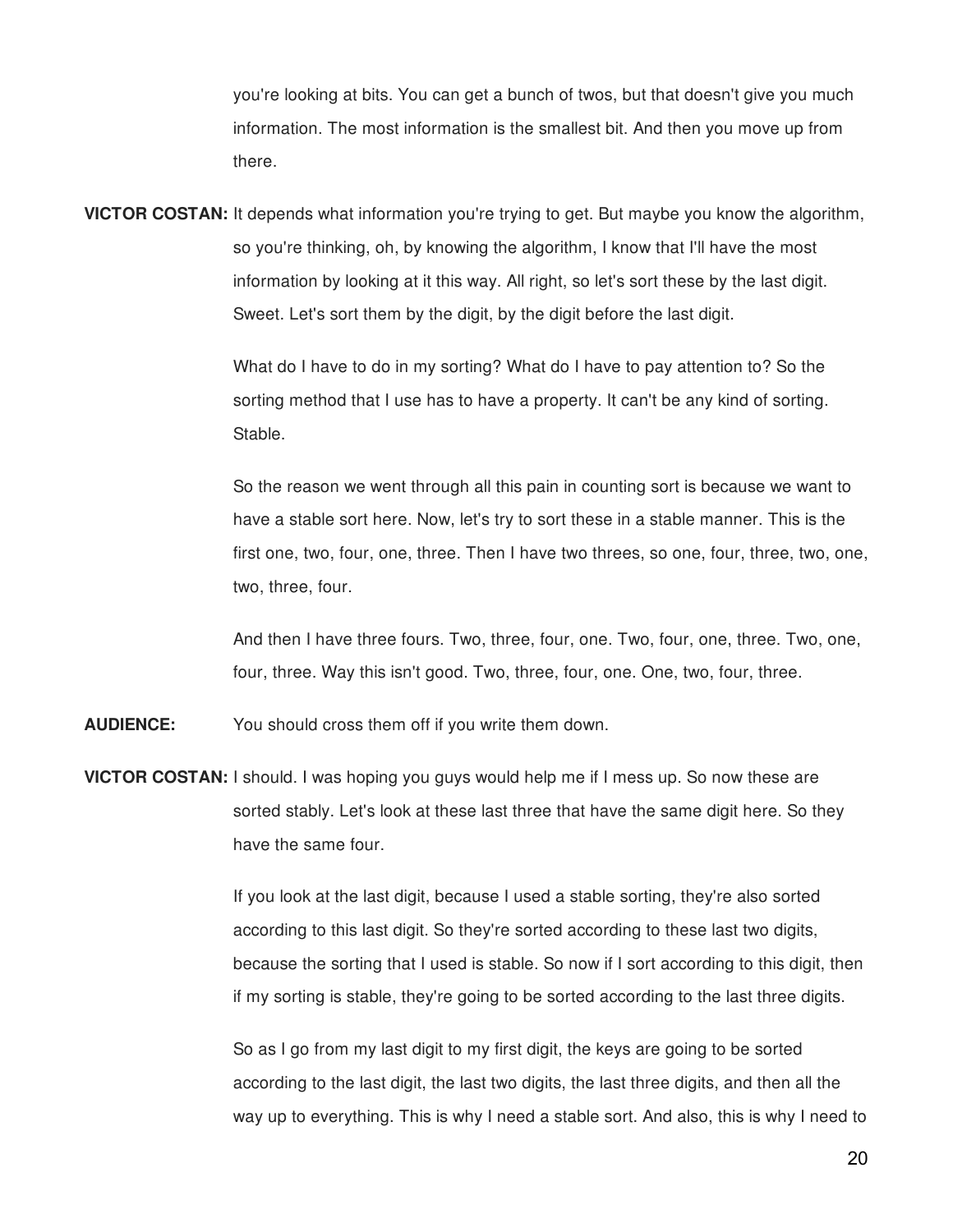you're looking at bits. You can get a bunch of twos, but that doesn't give you much information. The most information is the smallest bit. And then you move up from there.

**VICTOR COSTAN:** It depends what information you're trying to get. But maybe you know the algorithm, so you're thinking, oh, by knowing the algorithm, I know that I'll have the most information by looking at it this way. All right, so let's sort these by the last digit. Sweet. Let's sort them by the digit, by the digit before the last digit.

What do I have to do in my sorting? What do I have to pay attention to? So the sorting method that I use has to have a property. It can't be any kind of sorting. Stable.

So the reason we went through all this pain in counting sort is because we want to have a stable sort here. Now, let's try to sort these in a stable manner. This is the first one, two, four, one, three. Then I have two threes, so one, four, three, two, one, two, three, four.

And then I have three fours. Two, three, four, one. Two, four, one, three. Two, one, four, three. Way this isn't good. Two, three, four, one. One, two, four, three.

**AUDIENCE:** You should cross them off if you write them down.

**VICTOR COSTAN:** I should. I was hoping you guys would help me if I mess up. So now these are sorted stably. Let's look at these last three that have the same digit here. So they have the same four.

If you look at the last digit, because I used a stable sorting, they're also sorted according to this last digit. So they're sorted according to these last two digits, because the sorting that I used is stable. So now if I sort according to this digit, then if my sorting is stable, they're going to be sorted according to the last three digits.

So as I go from my last digit to my first digit, the keys are going to be sorted according to the last digit, the last two digits, the last three digits, and then all the way up to everything. This is why I need a stable sort. And also, this is why I need to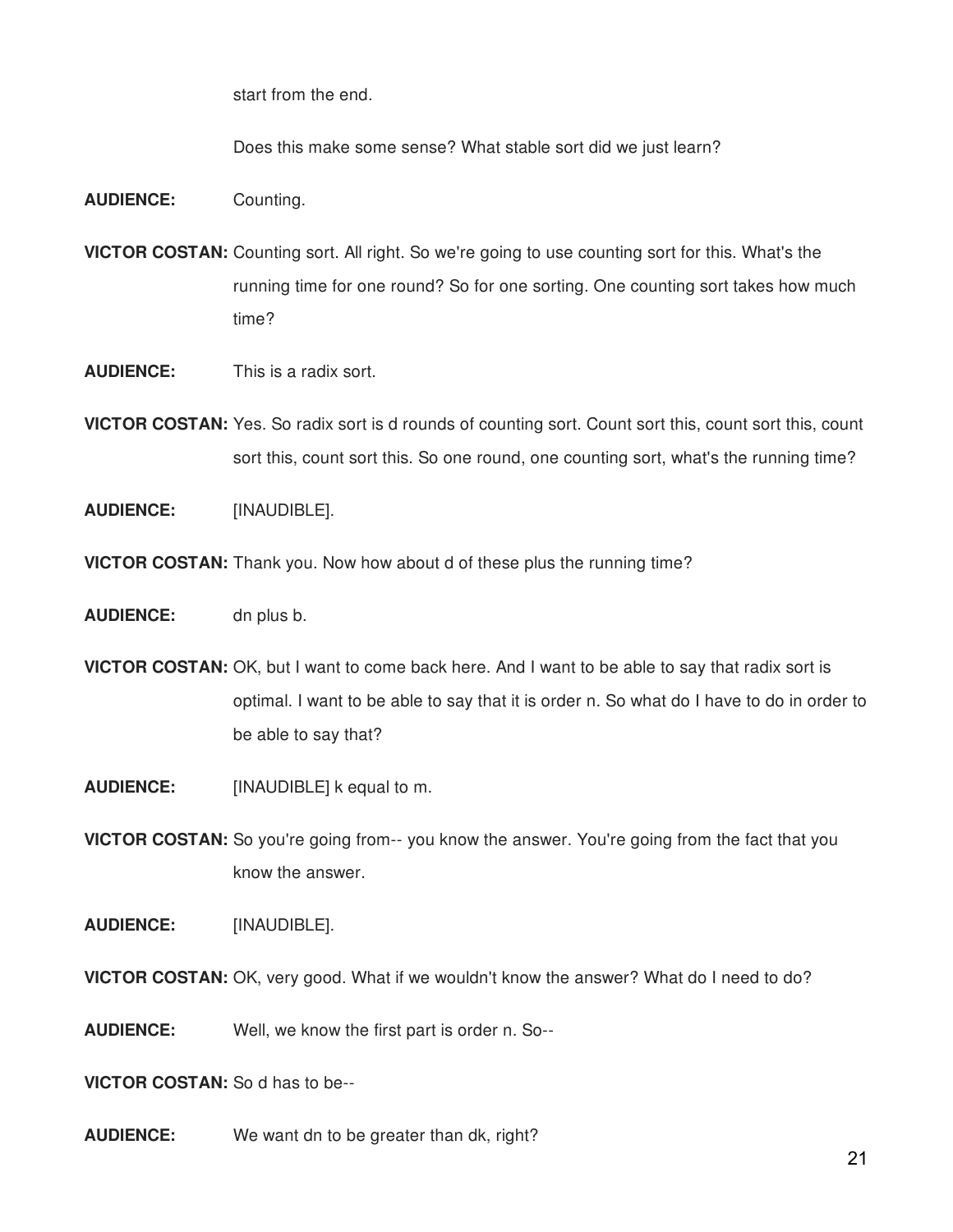start from the end.

Does this make some sense? What stable sort did we just learn?

**AUDIENCE:** Counting.

**VICTOR COSTAN:** Counting sort. All right. So we're going to use counting sort for this. What's the running time for one round? So for one sorting. One counting sort takes how much time?

**AUDIENCE:** This is a radix sort.

**VICTOR COSTAN:** Yes. So radix sort is d rounds of counting sort. Count sort this, count sort this, count sort this, count sort this. So one round, one counting sort, what's the running time?

**AUDIENCE:** [INAUDIBLE].

**VICTOR COSTAN:** Thank you. Now how about d of these plus the running time?

**AUDIENCE:** dn plus b.

**VICTOR COSTAN:** OK, but I want to come back here. And I want to be able to say that radix sort is optimal. I want to be able to say that it is order n. So what do I have to do in order to be able to say that?

**AUDIENCE:** [INAUDIBLE] k equal to m.

**VICTOR COSTAN:** So you're going from-- you know the answer. You're going from the fact that you know the answer.

**AUDIENCE:** [INAUDIBLE].

**VICTOR COSTAN:** OK, very good. What if we wouldn't know the answer? What do I need to do?

**AUDIENCE:** Well, we know the first part is order n. So--

**VICTOR COSTAN:** So d has to be--

**AUDIENCE:** We want dn to be greater than dk, right?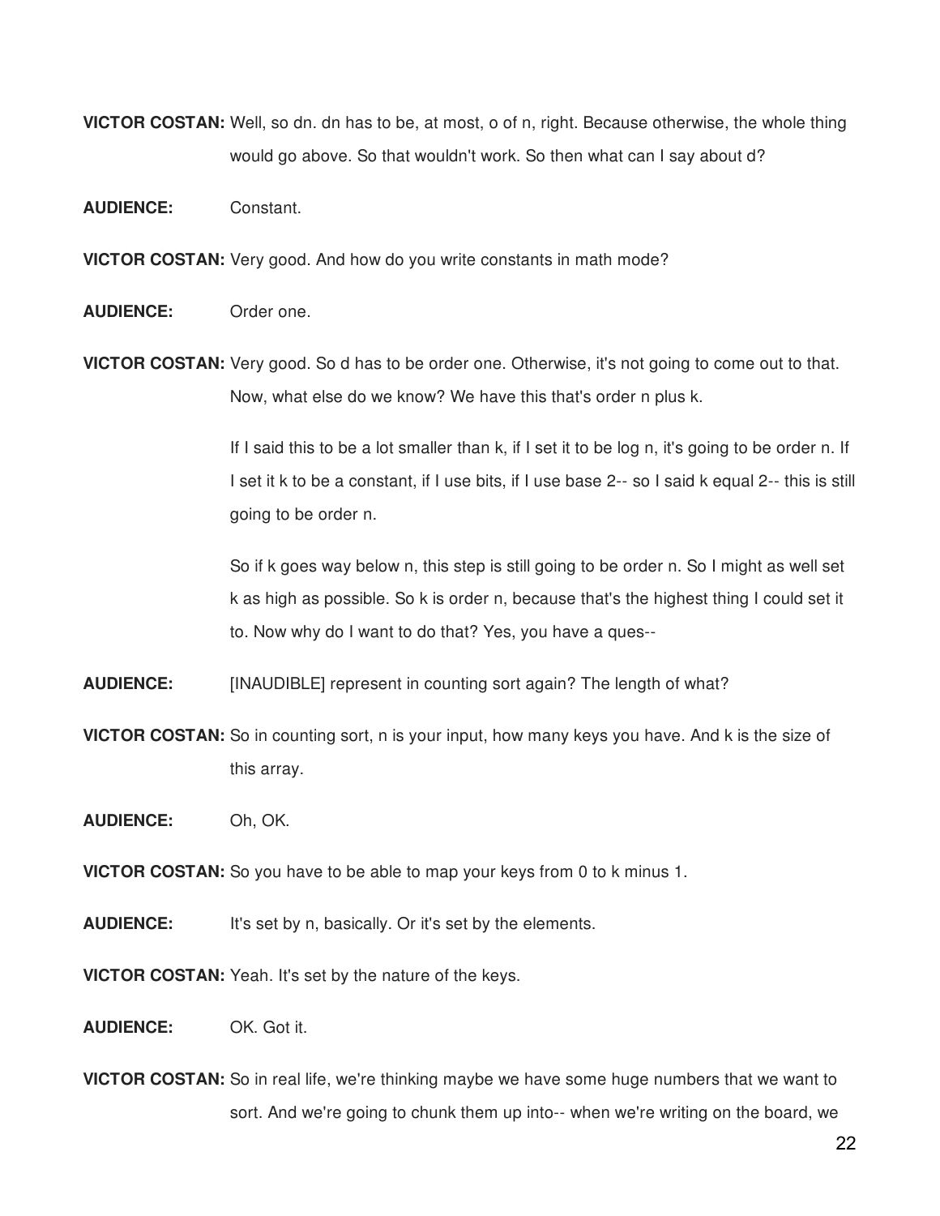**VICTOR COSTAN:** Well, so dn. dn has to be, at most, o of n, right. Because otherwise, the whole thing would go above. So that wouldn't work. So then what can I say about d?

**AUDIENCE:** Constant.

**VICTOR COSTAN:** Very good. And how do you write constants in math mode?

**AUDIENCE:** Order one.

**VICTOR COSTAN:** Very good. So d has to be order one. Otherwise, it's not going to come out to that. Now, what else do we know? We have this that's order n plus k.

If I said this to be a lot smaller than k, if I set it to be log n, it's going to be order n. If I set it k to be a constant, if I use bits, if I use base 2-- so I said k equal 2-- this is still going to be order n.

So if k goes way below n, this step is still going to be order n. So I might as well set k as high as possible. So k is order n, because that's the highest thing I could set it to. Now why do I want to do that? Yes, you have a ques--

**AUDIENCE:** [INAUDIBLE] represent in counting sort again? The length of what?

**VICTOR COSTAN:** So in counting sort, n is your input, how many keys you have. And k is the size of this array.

**AUDIENCE:** Oh, OK.

**VICTOR COSTAN:** So you have to be able to map your keys from 0 to k minus 1.

**AUDIENCE:** It's set by n, basically. Or it's set by the elements.

**VICTOR COSTAN:** Yeah. It's set by the nature of the keys.

**AUDIENCE:** OK. Got it.

**VICTOR COSTAN:** So in real life, we're thinking maybe we have some huge numbers that we want to sort. And we're going to chunk them up into-- when we're writing on the board, we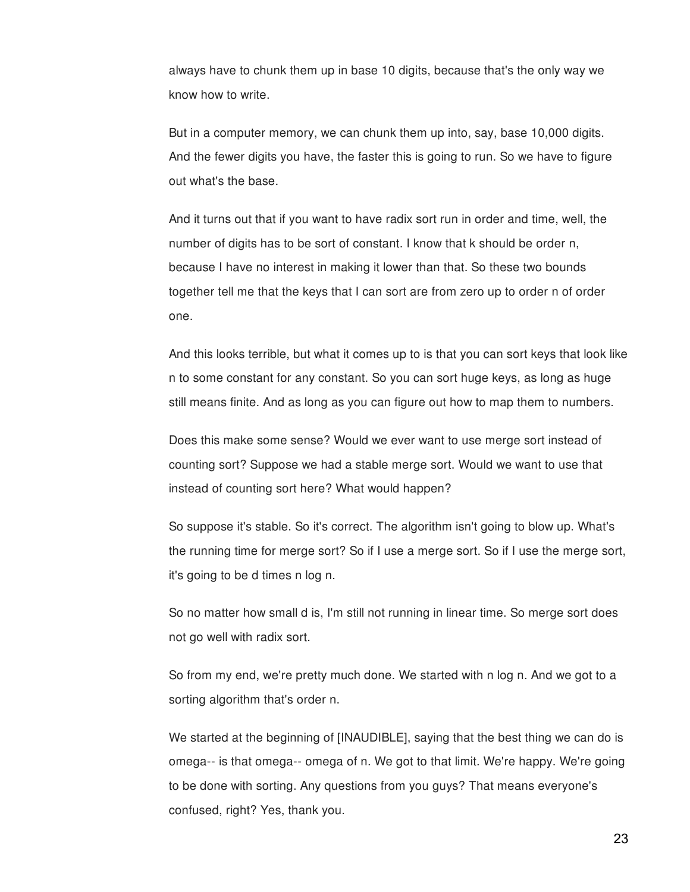always have to chunk them up in base 10 digits, because that's the only way we know how to write.

But in a computer memory, we can chunk them up into, say, base 10,000 digits. And the fewer digits you have, the faster this is going to run. So we have to figure out what's the base.

And it turns out that if you want to have radix sort run in order and time, well, the number of digits has to be sort of constant. I know that k should be order n, because I have no interest in making it lower than that. So these two bounds together tell me that the keys that I can sort are from zero up to order n of order one.

And this looks terrible, but what it comes up to is that you can sort keys that look like n to some constant for any constant. So you can sort huge keys, as long as huge still means finite. And as long as you can figure out how to map them to numbers.

Does this make some sense? Would we ever want to use merge sort instead of counting sort? Suppose we had a stable merge sort. Would we want to use that instead of counting sort here? What would happen?

So suppose it's stable. So it's correct. The algorithm isn't going to blow up. What's the running time for merge sort? So if I use a merge sort. So if I use the merge sort, it's going to be d times n log n.

So no matter how small d is, I'm still not running in linear time. So merge sort does not go well with radix sort.

So from my end, we're pretty much done. We started with n log n. And we got to a sorting algorithm that's order n.

We started at the beginning of [INAUDIBLE], saying that the best thing we can do is omega-- is that omega-- omega of n. We got to that limit. We're happy. We're going to be done with sorting. Any questions from you guys? That means everyone's confused, right? Yes, thank you.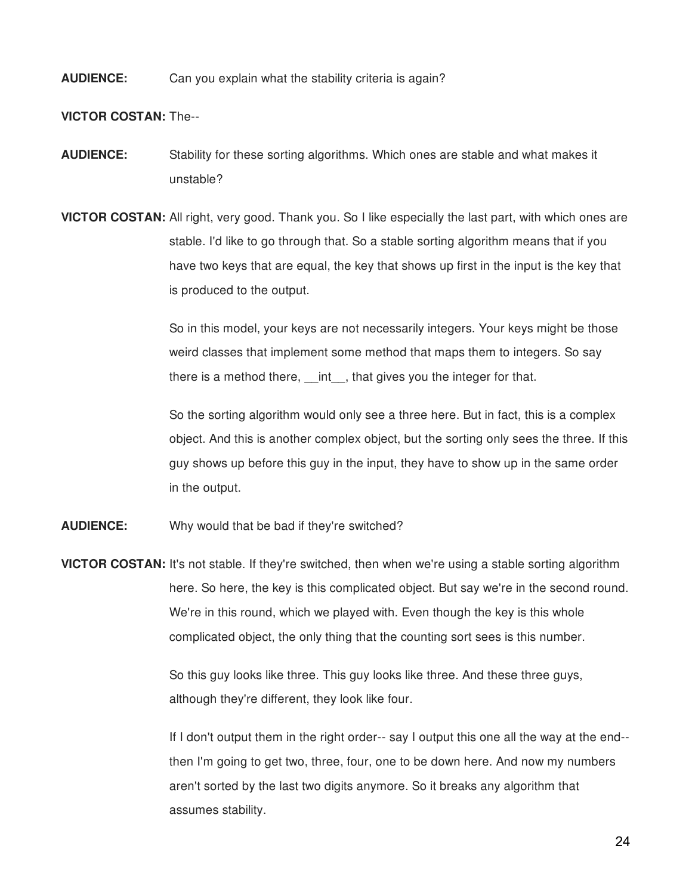**AUDIENCE:** Can you explain what the stability criteria is again?

**VICTOR COSTAN:** The--

**AUDIENCE:** Stability for these sorting algorithms. Which ones are stable and what makes it unstable?

**VICTOR COSTAN:** All right, very good. Thank you. So I like especially the last part, with which ones are stable. I'd like to go through that. So a stable sorting algorithm means that if you have two keys that are equal, the key that shows up first in the input is the key that is produced to the output.

So in this model, your keys are not necessarily integers. Your keys might be those weird classes that implement some method that maps them to integers. So say there is a method there, __int__, that gives you the integer for that.

So the sorting algorithm would only see a three here. But in fact, this is a complex object. And this is another complex object, but the sorting only sees the three. If this guy shows up before this guy in the input, they have to show up in the same order in the output.

**AUDIENCE:** Why would that be bad if they're switched?

**VICTOR COSTAN:** It's not stable. If they're switched, then when we're using a stable sorting algorithm here. So here, the key is this complicated object. But say we're in the second round. We're in this round, which we played with. Even though the key is this whole complicated object, the only thing that the counting sort sees is this number.

So this guy looks like three. This guy looks like three. And these three guys, although they're different, they look like four.

If I don't output them in the right order-- say I output this one all the way at the end-- then I'm going to get two, three, four, one to be down here. And now my numbers aren't sorted by the last two digits anymore. So it breaks any algorithm that assumes stability.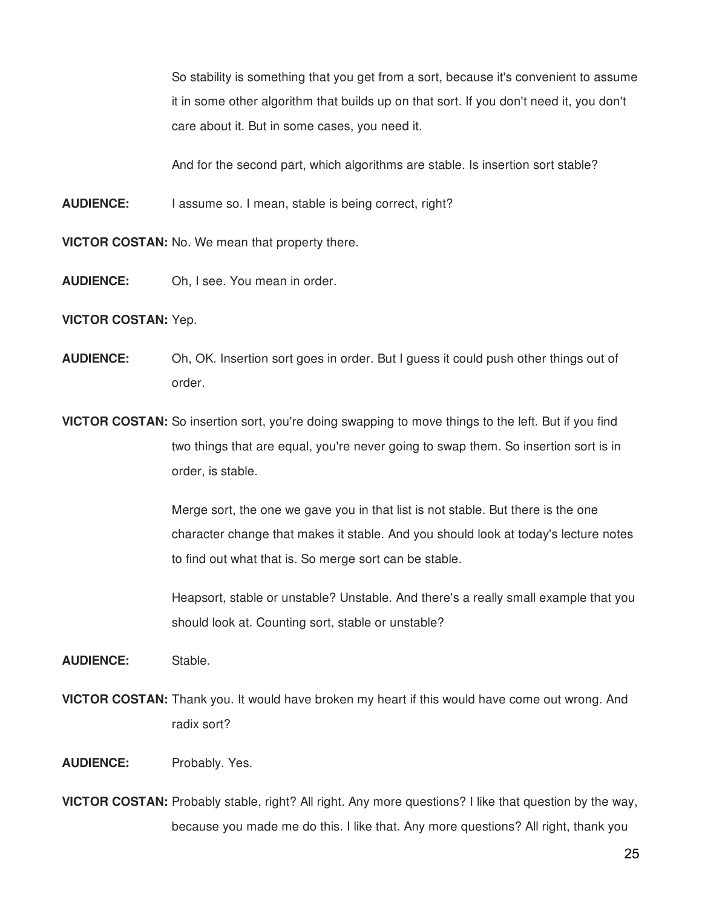So stability is something that you get from a sort, because it's convenient to assume it in some other algorithm that builds up on that sort. If you don't need it, you don't care about it. But in some cases, you need it.

And for the second part, which algorithms are stable. Is insertion sort stable?

**AUDIENCE:** I assume so. I mean, stable is being correct, right?

**VICTOR COSTAN:** No. We mean that property there.

**AUDIENCE:** Oh, I see. You mean in order.

**VICTOR COSTAN:** Yep.

**AUDIENCE:** Oh, OK. Insertion sort goes in order. But I guess it could push other things out of order.

**VICTOR COSTAN:** So insertion sort, you're doing swapping to move things to the left. But if you find two things that are equal, you're never going to swap them. So insertion sort is in order, is stable.

Merge sort, the one we gave you in that list is not stable. But there is the one character change that makes it stable. And you should look at today's lecture notes to find out what that is. So merge sort can be stable.

Heapsort, stable or unstable? Unstable. And there's a really small example that you should look at. Counting sort, stable or unstable?

**AUDIENCE:** Stable.

**VICTOR COSTAN:** Thank you. It would have broken my heart if this would have come out wrong. And radix sort?

**AUDIENCE:** Probably. Yes.

**VICTOR COSTAN:** Probably stable, right? All right. Any more questions? I like that question by the way, because you made me do this. I like that. Any more questions? All right, thank you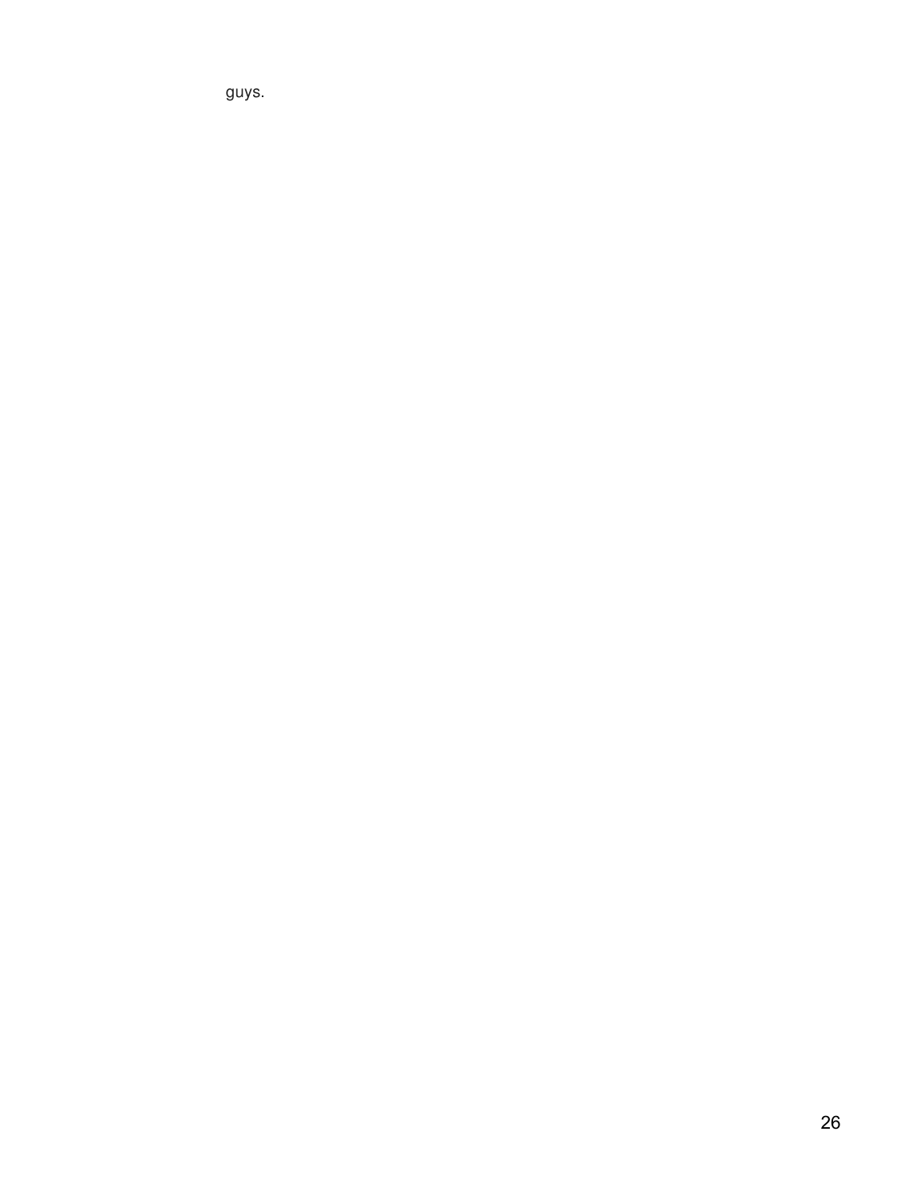guys.